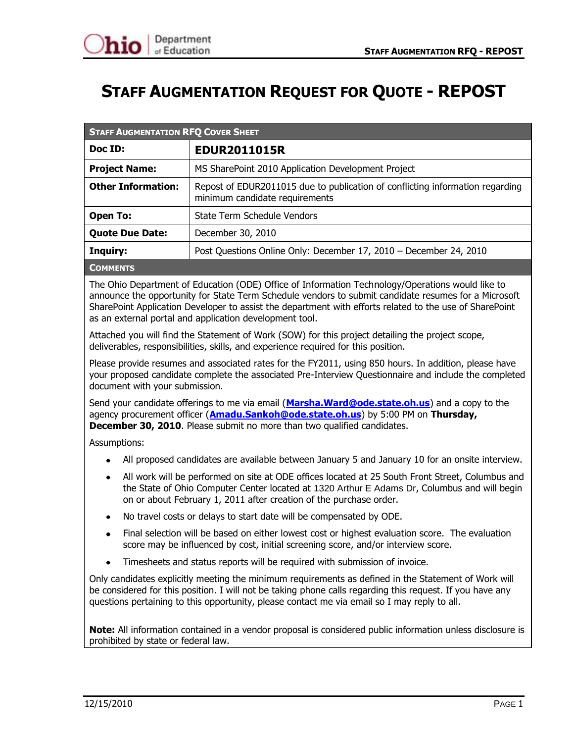# STAFF AUGMENTATION REQUEST FOR QUOTE - REPOST

| STAFF AUGMENTATION RFQ COVER SHEET | |
|---|---|
| **Doc ID:** | **EDUR2011015R** |
| **Project Name:** | MS SharePoint 2010 Application Development Project |
| **Other Information:** | Repost of EDUR2011015 due to publication of conflicting information regarding minimum candidate requirements |
| **Open To:** | State Term Schedule Vendors |
| **Quote Due Date:** | December 30, 2010 |
| **Inquiry:** | Post Questions Online Only: December 17, 2010 – December 24, 2010 |

**COMMENTS**

The Ohio Department of Education (ODE) Office of Information Technology/Operations would like to announce the opportunity for State Term Schedule vendors to submit candidate resumes for a Microsoft SharePoint Application Developer to assist the department with efforts related to the use of SharePoint as an external portal and application development tool.

Attached you will find the Statement of Work (SOW) for this project detailing the project scope, deliverables, responsibilities, skills, and experience required for this position.

Please provide resumes and associated rates for the FY2011, using 850 hours. In addition, please have your proposed candidate complete the associated Pre-Interview Questionnaire and include the completed document with your submission.

Send your candidate offerings to me via email (**Marsha.Ward@ode.state.oh.us**) and a copy to the agency procurement officer (**Amadu.Sankoh@ode.state.oh.us**) by 5:00 PM on **Thursday, December 30, 2010**. Please submit no more than two qualified candidates.

Assumptions:

- All proposed candidates are available between January 5 and January 10 for an onsite interview.
- All work will be performed on site at ODE offices located at 25 South Front Street, Columbus and the State of Ohio Computer Center located at 1320 Arthur E Adams Dr, Columbus and will begin on or about February 1, 2011 after creation of the purchase order.
- No travel costs or delays to start date will be compensated by ODE.
- Final selection will be based on either lowest cost or highest evaluation score. The evaluation score may be influenced by cost, initial screening score, and/or interview score.
- Timesheets and status reports will be required with submission of invoice.

Only candidates explicitly meeting the minimum requirements as defined in the Statement of Work will be considered for this position. I will not be taking phone calls regarding this request. If you have any questions pertaining to this opportunity, please contact me via email so I may reply to all.

**Note:** All information contained in a vendor proposal is considered public information unless disclosure is prohibited by state or federal law.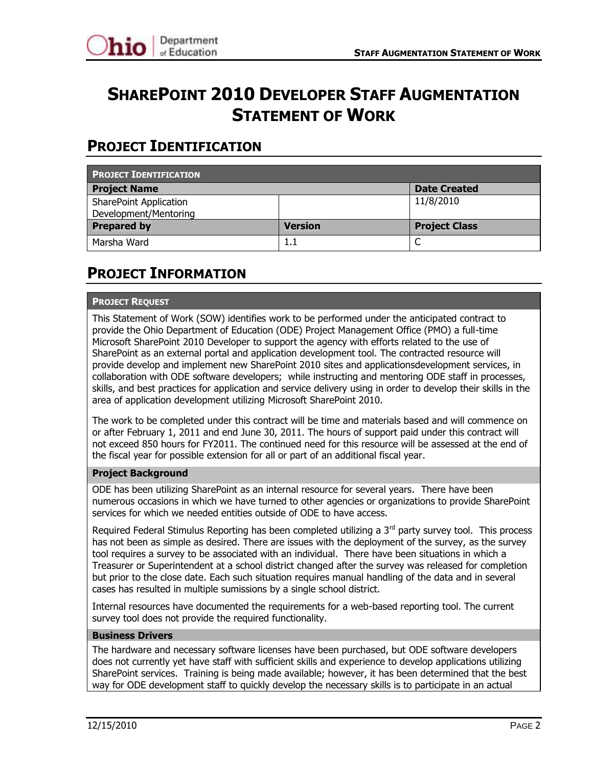# SharePoint 2010 Developer Staff Augmentation Statement of Work

## Project Identification

| Project Identification | | |
|---|---|---|
| **Project Name** | | **Date Created** |
| SharePoint Application Development/Mentoring | | 11/8/2010 |
| **Prepared by** | **Version** | **Project Class** |
| Marsha Ward | 1.1 | C |

## Project Information

**Project Request**

This Statement of Work (SOW) identifies work to be performed under the anticipated contract to provide the Ohio Department of Education (ODE) Project Management Office (PMO) a full-time Microsoft SharePoint 2010 Developer to support the agency with efforts related to the use of SharePoint as an external portal and application development tool. The contracted resource will provide develop and implement new SharePoint 2010 sites and applicationsdevelopment services, in collaboration with ODE software developers; while instructing and mentoring ODE staff in processes, skills, and best practices for application and service delivery using in order to develop their skills in the area of application development utilizing Microsoft SharePoint 2010.

The work to be completed under this contract will be time and materials based and will commence on or after February 1, 2011 and end June 30, 2011. The hours of support paid under this contract will not exceed 850 hours for FY2011. The continued need for this resource will be assessed at the end of the fiscal year for possible extension for all or part of an additional fiscal year.

**Project Background**

ODE has been utilizing SharePoint as an internal resource for several years. There have been numerous occasions in which we have turned to other agencies or organizations to provide SharePoint services for which we needed entities outside of ODE to have access.

Required Federal Stimulus Reporting has been completed utilizing a 3rd party survey tool. This process has not been as simple as desired. There are issues with the deployment of the survey, as the survey tool requires a survey to be associated with an individual. There have been situations in which a Treasurer or Superintendent at a school district changed after the survey was released for completion but prior to the close date. Each such situation requires manual handling of the data and in several cases has resulted in multiple sumissions by a single school district.

Internal resources have documented the requirements for a web-based reporting tool. The current survey tool does not provide the required functionality.

**Business Drivers**

The hardware and necessary software licenses have been purchased, but ODE software developers does not currently yet have staff with sufficient skills and experience to develop applications utilizing SharePoint services. Training is being made available; however, it has been determined that the best way for ODE development staff to quickly develop the necessary skills is to participate in an actual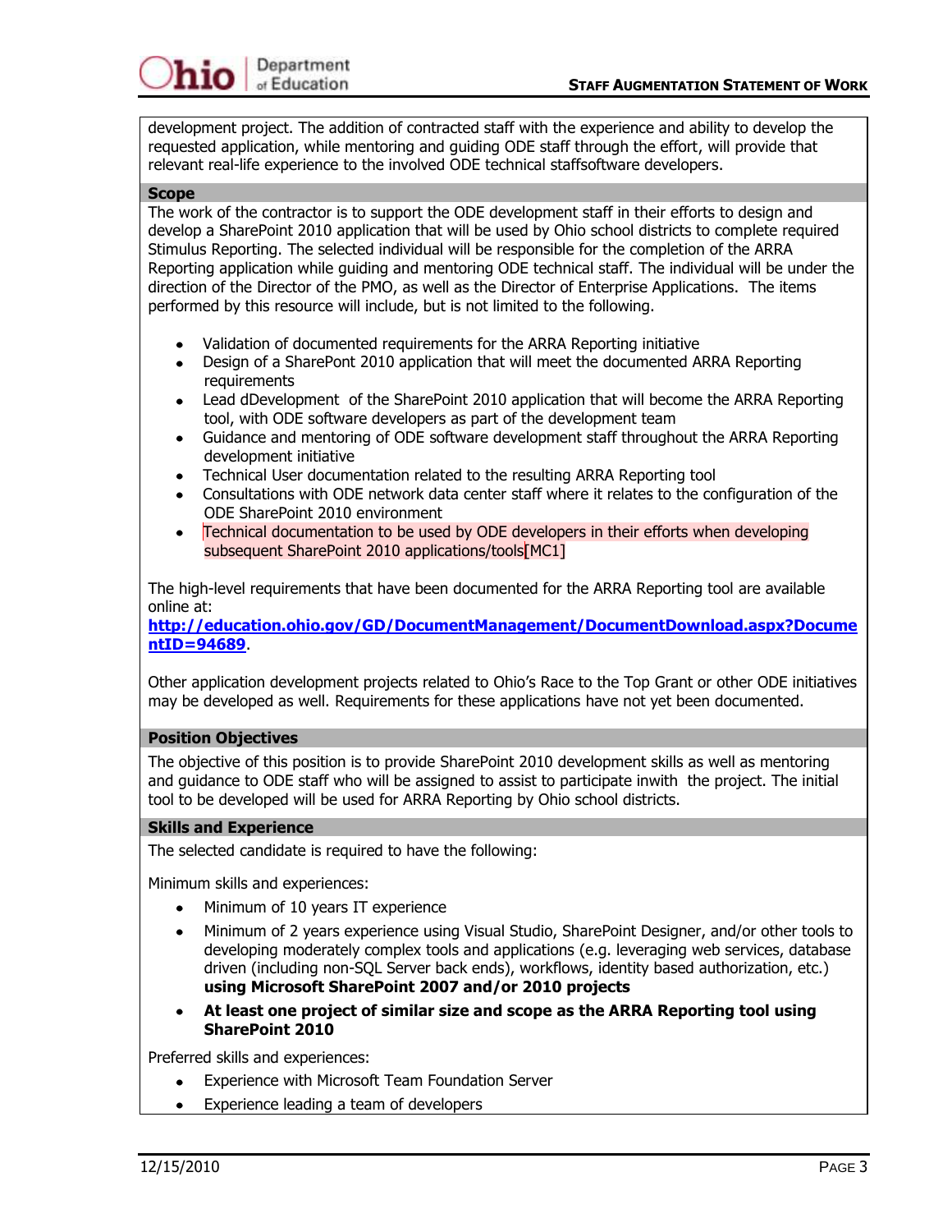development project. The addition of contracted staff with the experience and ability to develop the requested application, while mentoring and guiding ODE staff through the effort, will provide that relevant real-life experience to the involved ODE technical staffsoftware developers.

## Scope

The work of the contractor is to support the ODE development staff in their efforts to design and develop a SharePoint 2010 application that will be used by Ohio school districts to complete required Stimulus Reporting. The selected individual will be responsible for the completion of the ARRA Reporting application while guiding and mentoring ODE technical staff. The individual will be under the direction of the Director of the PMO, as well as the Director of Enterprise Applications. The items performed by this resource will include, but is not limited to the following.

- Validation of documented requirements for the ARRA Reporting initiative
- Design of a SharePont 2010 application that will meet the documented ARRA Reporting requirements
- Lead dDevelopment of the SharePoint 2010 application that will become the ARRA Reporting tool, with ODE software developers as part of the development team
- Guidance and mentoring of ODE software development staff throughout the ARRA Reporting development initiative
- Technical User documentation related to the resulting ARRA Reporting tool
- Consultations with ODE network data center staff where it relates to the configuration of the ODE SharePoint 2010 environment
- Technical documentation to be used by ODE developers in their efforts when developing subsequent SharePoint 2010 applications/tools[MC1]

The high-level requirements that have been documented for the ARRA Reporting tool are available online at:
**http://education.ohio.gov/GD/DocumentManagement/DocumentDownload.aspx?DocumentID=94689**.

Other application development projects related to Ohio's Race to the Top Grant or other ODE initiatives may be developed as well. Requirements for these applications have not yet been documented.

## Position Objectives

The objective of this position is to provide SharePoint 2010 development skills as well as mentoring and guidance to ODE staff who will be assigned to assist to participate inwith the project. The initial tool to be developed will be used for ARRA Reporting by Ohio school districts.

## Skills and Experience

The selected candidate is required to have the following:

Minimum skills and experiences:

- Minimum of 10 years IT experience
- Minimum of 2 years experience using Visual Studio, SharePoint Designer, and/or other tools to developing moderately complex tools and applications (e.g. leveraging web services, database driven (including non-SQL Server back ends), workflows, identity based authorization, etc.) **using Microsoft SharePoint 2007 and/or 2010 projects**
- **At least one project of similar size and scope as the ARRA Reporting tool using SharePoint 2010**

Preferred skills and experiences:

- Experience with Microsoft Team Foundation Server
- Experience leading a team of developers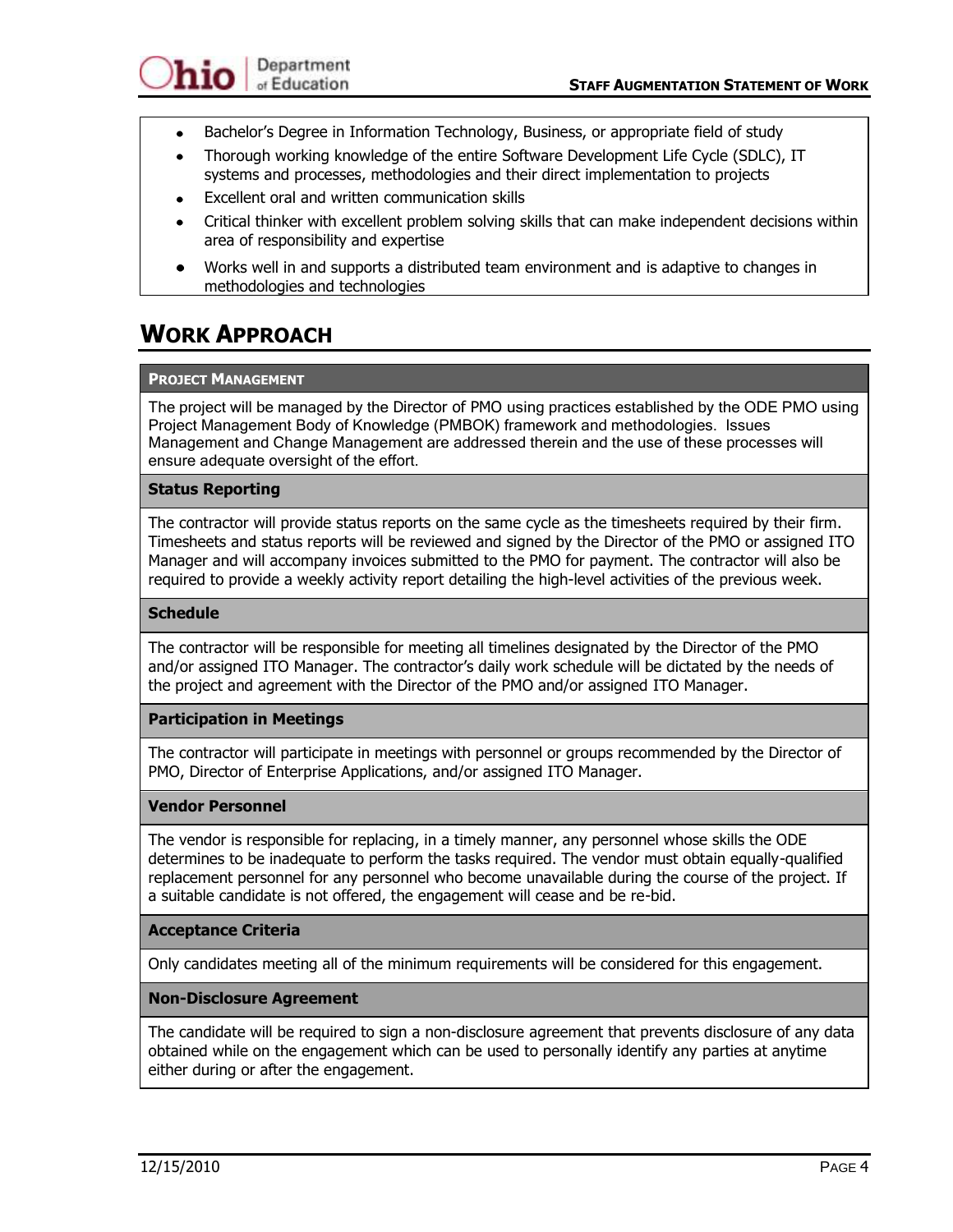- Bachelor's Degree in Information Technology, Business, or appropriate field of study
- Thorough working knowledge of the entire Software Development Life Cycle (SDLC), IT systems and processes, methodologies and their direct implementation to projects
- Excellent oral and written communication skills
- Critical thinker with excellent problem solving skills that can make independent decisions within area of responsibility and expertise
- Works well in and supports a distributed team environment and is adaptive to changes in methodologies and technologies

# WORK APPROACH

### PROJECT MANAGEMENT

The project will be managed by the Director of PMO using practices established by the ODE PMO using Project Management Body of Knowledge (PMBOK) framework and methodologies. Issues Management and Change Management are addressed therein and the use of these processes will ensure adequate oversight of the effort.

### Status Reporting

The contractor will provide status reports on the same cycle as the timesheets required by their firm. Timesheets and status reports will be reviewed and signed by the Director of the PMO or assigned ITO Manager and will accompany invoices submitted to the PMO for payment. The contractor will also be required to provide a weekly activity report detailing the high-level activities of the previous week.

### Schedule

The contractor will be responsible for meeting all timelines designated by the Director of the PMO and/or assigned ITO Manager. The contractor's daily work schedule will be dictated by the needs of the project and agreement with the Director of the PMO and/or assigned ITO Manager.

### Participation in Meetings

The contractor will participate in meetings with personnel or groups recommended by the Director of PMO, Director of Enterprise Applications, and/or assigned ITO Manager.

### Vendor Personnel

The vendor is responsible for replacing, in a timely manner, any personnel whose skills the ODE determines to be inadequate to perform the tasks required. The vendor must obtain equally-qualified replacement personnel for any personnel who become unavailable during the course of the project. If a suitable candidate is not offered, the engagement will cease and be re-bid.

### Acceptance Criteria

Only candidates meeting all of the minimum requirements will be considered for this engagement.

### Non-Disclosure Agreement

The candidate will be required to sign a non-disclosure agreement that prevents disclosure of any data obtained while on the engagement which can be used to personally identify any parties at anytime either during or after the engagement.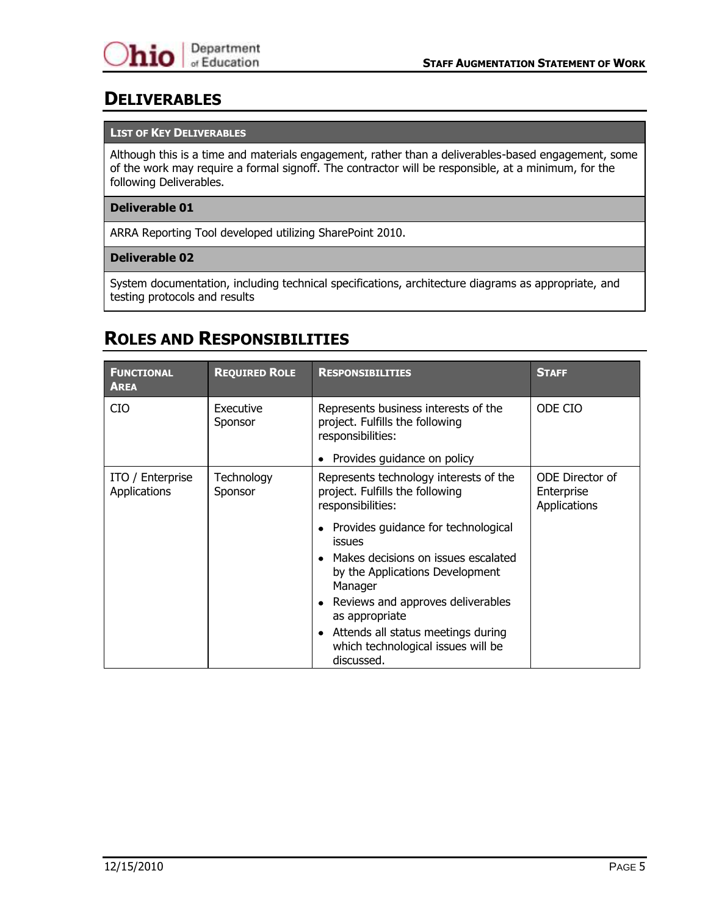## DELIVERABLES

| LIST OF KEY DELIVERABLES |
|---|
| Although this is a time and materials engagement, rather than a deliverables-based engagement, some of the work may require a formal signoff. The contractor will be responsible, at a minimum, for the following Deliverables. |
| **Deliverable 01** |
| ARRA Reporting Tool developed utilizing SharePoint 2010. |
| **Deliverable 02** |
| System documentation, including technical specifications, architecture diagrams as appropriate, and testing protocols and results |

## ROLES AND RESPONSIBILITIES

| FUNCTIONAL AREA | REQUIRED ROLE | RESPONSIBILITIES | STAFF |
|---|---|---|---|
| CIO | Executive Sponsor | Represents business interests of the project. Fulfills the following responsibilities:<br>• Provides guidance on policy | ODE CIO |
| ITO / Enterprise Applications | Technology Sponsor | Represents technology interests of the project. Fulfills the following responsibilities:<br>• Provides guidance for technological issues<br>• Makes decisions on issues escalated by the Applications Development Manager<br>• Reviews and approves deliverables as appropriate<br>• Attends all status meetings during which technological issues will be discussed. | ODE Director of Enterprise Applications |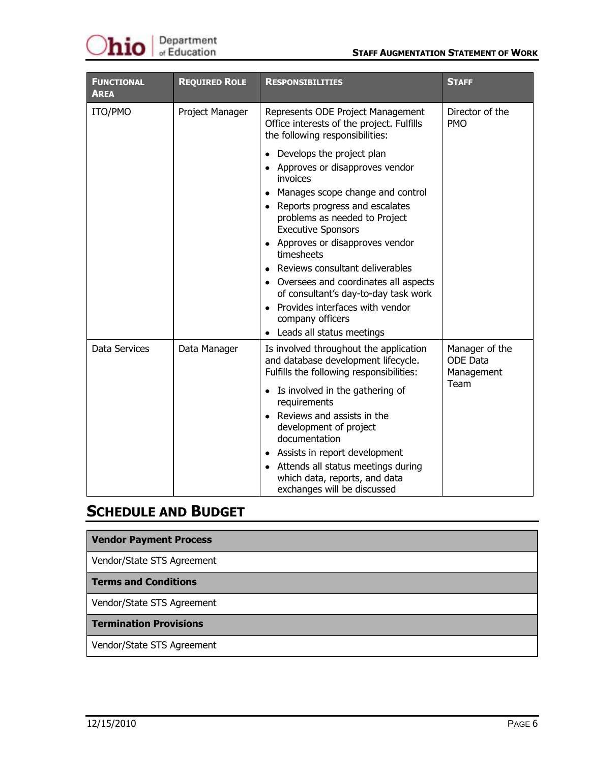| **Functional Area** | **Required Role** | **Responsibilities** | **Staff** |
|---|---|---|---|
| ITO/PMO | Project Manager | Represents ODE Project Management Office interests of the project. Fulfills the following responsibilities:<br>• Develops the project plan<br>• Approves or disapproves vendor invoices<br>• Manages scope change and control<br>• Reports progress and escalates problems as needed to Project Executive Sponsors<br>• Approves or disapproves vendor timesheets<br>• Reviews consultant deliverables<br>• Oversees and coordinates all aspects of consultant's day-to-day task work<br>• Provides interfaces with vendor company officers<br>• Leads all status meetings | Director of the PMO |
| Data Services | Data Manager | Is involved throughout the application and database development lifecycle. Fulfills the following responsibilities:<br>• Is involved in the gathering of requirements<br>• Reviews and assists in the development of project documentation<br>• Assists in report development<br>• Attends all status meetings during which data, reports, and data exchanges will be discussed | Manager of the ODE Data Management Team |

## Schedule and Budget

| **Vendor Payment Process** |
|---|
| Vendor/State STS Agreement |
| **Terms and Conditions** |
| Vendor/State STS Agreement |
| **Termination Provisions** |
| Vendor/State STS Agreement |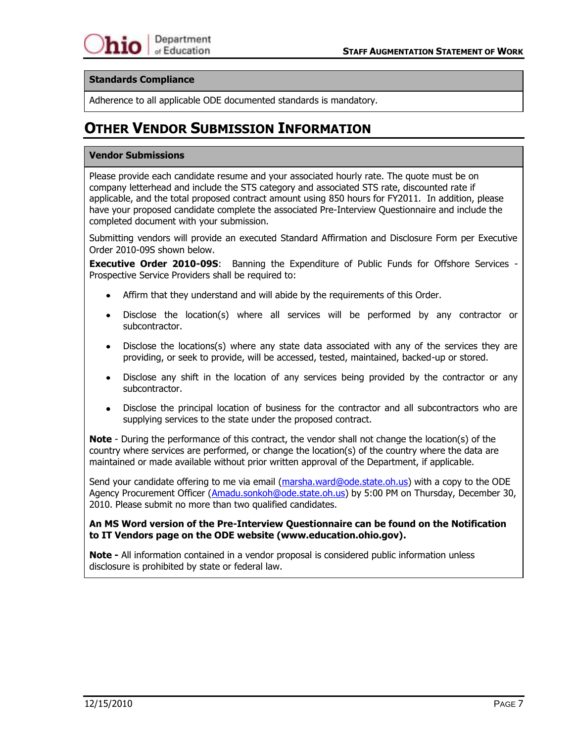| Standards Compliance |
| --- |
| Adherence to all applicable ODE documented standards is mandatory. |

## Other Vendor Submission Information

### Vendor Submissions

Please provide each candidate resume and your associated hourly rate. The quote must be on company letterhead and include the STS category and associated STS rate, discounted rate if applicable, and the total proposed contract amount using 850 hours for FY2011. In addition, please have your proposed candidate complete the associated Pre-Interview Questionnaire and include the completed document with your submission.

Submitting vendors will provide an executed Standard Affirmation and Disclosure Form per Executive Order 2010-09S shown below.

**Executive Order 2010-09S**: Banning the Expenditure of Public Funds for Offshore Services - Prospective Service Providers shall be required to:

- Affirm that they understand and will abide by the requirements of this Order.
- Disclose the location(s) where all services will be performed by any contractor or subcontractor.
- Disclose the locations(s) where any state data associated with any of the services they are providing, or seek to provide, will be accessed, tested, maintained, backed-up or stored.
- Disclose any shift in the location of any services being provided by the contractor or any subcontractor.
- Disclose the principal location of business for the contractor and all subcontractors who are supplying services to the state under the proposed contract.

**Note** - During the performance of this contract, the vendor shall not change the location(s) of the country where services are performed, or change the location(s) of the country where the data are maintained or made available without prior written approval of the Department, if applicable.

Send your candidate offering to me via email (marsha.ward@ode.state.oh.us) with a copy to the ODE Agency Procurement Officer (Amadu.sonkoh@ode.state.oh.us) by 5:00 PM on Thursday, December 30, 2010. Please submit no more than two qualified candidates.

**An MS Word version of the Pre-Interview Questionnaire can be found on the Notification to IT Vendors page on the ODE website (www.education.ohio.gov).**

**Note -** All information contained in a vendor proposal is considered public information unless disclosure is prohibited by state or federal law.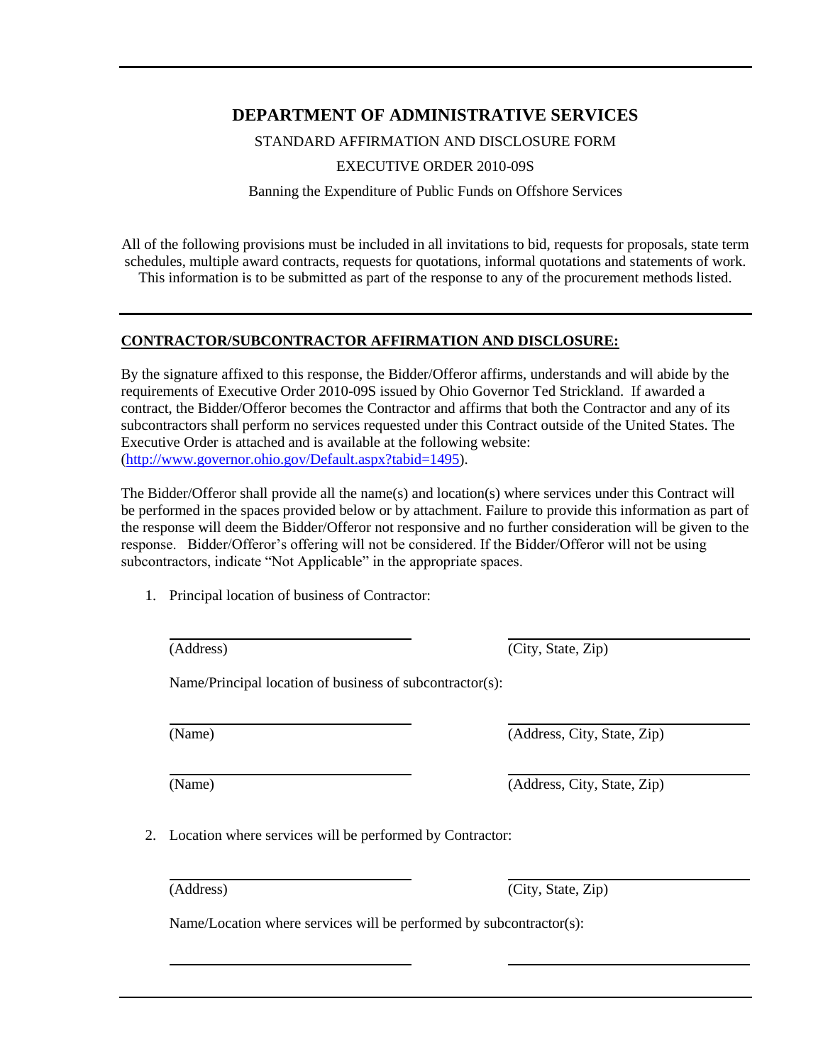# DEPARTMENT OF ADMINISTRATIVE SERVICES

STANDARD AFFIRMATION AND DISCLOSURE FORM

EXECUTIVE ORDER 2010-09S

Banning the Expenditure of Public Funds on Offshore Services

All of the following provisions must be included in all invitations to bid, requests for proposals, state term schedules, multiple award contracts, requests for quotations, informal quotations and statements of work. This information is to be submitted as part of the response to any of the procurement methods listed.

**CONTRACTOR/SUBCONTRACTOR AFFIRMATION AND DISCLOSURE:**

By the signature affixed to this response, the Bidder/Offeror affirms, understands and will abide by the requirements of Executive Order 2010-09S issued by Ohio Governor Ted Strickland. If awarded a contract, the Bidder/Offeror becomes the Contractor and affirms that both the Contractor and any of its subcontractors shall perform no services requested under this Contract outside of the United States. The Executive Order is attached and is available at the following website: (http://www.governor.ohio.gov/Default.aspx?tabid=1495).

The Bidder/Offeror shall provide all the name(s) and location(s) where services under this Contract will be performed in the spaces provided below or by attachment. Failure to provide this information as part of the response will deem the Bidder/Offeror not responsive and no further consideration will be given to the response. Bidder/Offeror's offering will not be considered. If the Bidder/Offeror will not be using subcontractors, indicate "Not Applicable" in the appropriate spaces.

1. Principal location of business of Contractor:

   ______________________________ ______________________________
   (Address) (City, State, Zip)

   Name/Principal location of business of subcontractor(s):

   ______________________________ ______________________________
   (Name) (Address, City, State, Zip)

   ______________________________ ______________________________
   (Name) (Address, City, State, Zip)

2. Location where services will be performed by Contractor:

   ______________________________ ______________________________
   (Address) (City, State, Zip)

   Name/Location where services will be performed by subcontractor(s):

   ______________________________ ______________________________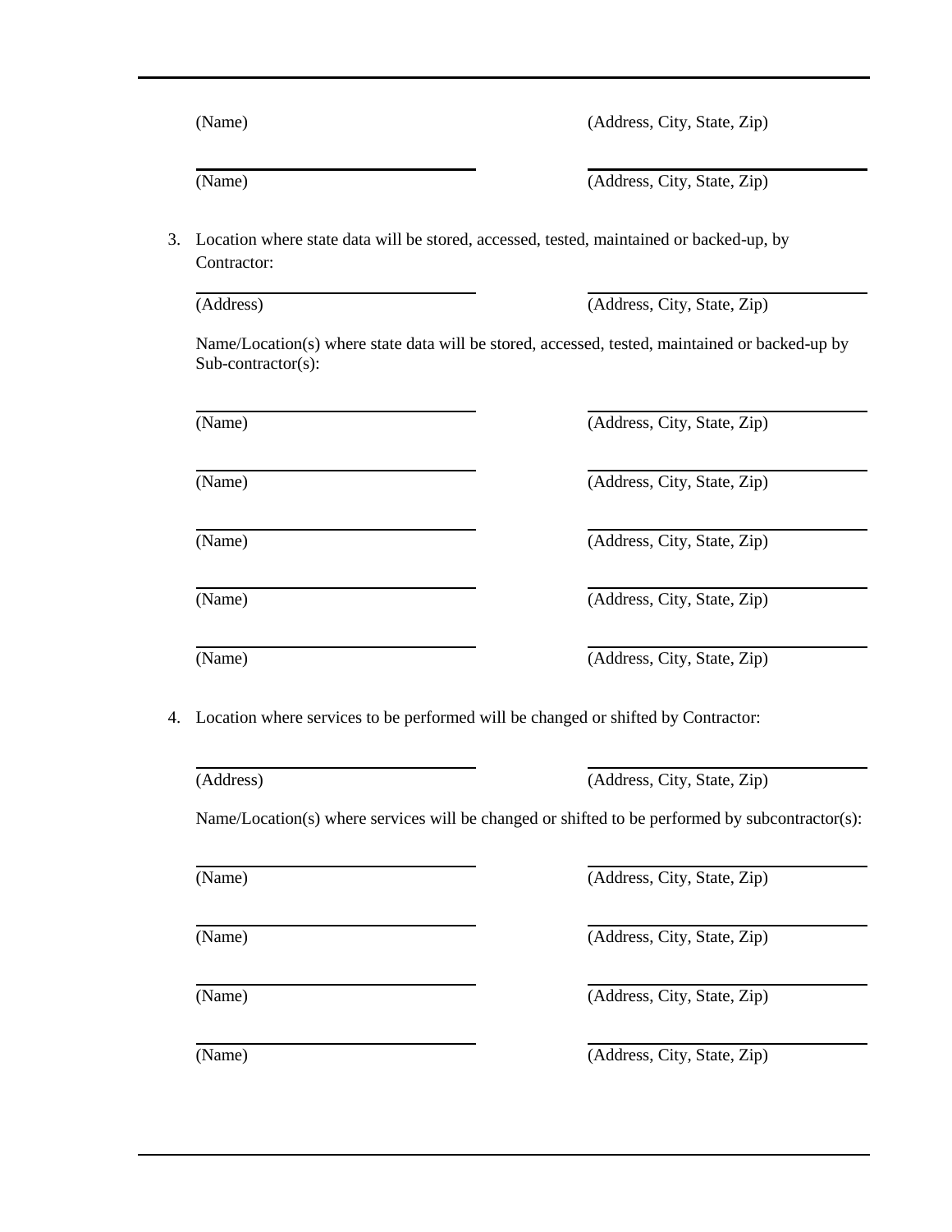(Name) (Address, City, State, Zip)

\_\_\_\_\_\_\_\_\_\_\_\_\_\_\_\_\_\_\_\_\_\_\_\_\_\_\_\_ \_\_\_\_\_\_\_\_\_\_\_\_\_\_\_\_\_\_\_\_\_\_\_\_\_\_\_\_
(Name) (Address, City, State, Zip)

3. Location where state data will be stored, accessed, tested, maintained or backed-up, by Contractor:

   \_\_\_\_\_\_\_\_\_\_\_\_\_\_\_\_\_\_\_\_\_\_\_\_\_\_\_\_ \_\_\_\_\_\_\_\_\_\_\_\_\_\_\_\_\_\_\_\_\_\_\_\_\_\_\_\_
   (Address) (Address, City, State, Zip)

   Name/Location(s) where state data will be stored, accessed, tested, maintained or backed-up by Sub-contractor(s):

   \_\_\_\_\_\_\_\_\_\_\_\_\_\_\_\_\_\_\_\_\_\_\_\_\_\_\_\_ \_\_\_\_\_\_\_\_\_\_\_\_\_\_\_\_\_\_\_\_\_\_\_\_\_\_\_\_
   (Name) (Address, City, State, Zip)

   \_\_\_\_\_\_\_\_\_\_\_\_\_\_\_\_\_\_\_\_\_\_\_\_\_\_\_\_ \_\_\_\_\_\_\_\_\_\_\_\_\_\_\_\_\_\_\_\_\_\_\_\_\_\_\_\_
   (Name) (Address, City, State, Zip)

   \_\_\_\_\_\_\_\_\_\_\_\_\_\_\_\_\_\_\_\_\_\_\_\_\_\_\_\_ \_\_\_\_\_\_\_\_\_\_\_\_\_\_\_\_\_\_\_\_\_\_\_\_\_\_\_\_
   (Name) (Address, City, State, Zip)

   \_\_\_\_\_\_\_\_\_\_\_\_\_\_\_\_\_\_\_\_\_\_\_\_\_\_\_\_ \_\_\_\_\_\_\_\_\_\_\_\_\_\_\_\_\_\_\_\_\_\_\_\_\_\_\_\_
   (Name) (Address, City, State, Zip)

   \_\_\_\_\_\_\_\_\_\_\_\_\_\_\_\_\_\_\_\_\_\_\_\_\_\_\_\_ \_\_\_\_\_\_\_\_\_\_\_\_\_\_\_\_\_\_\_\_\_\_\_\_\_\_\_\_
   (Name) (Address, City, State, Zip)

4. Location where services to be performed will be changed or shifted by Contractor:

   \_\_\_\_\_\_\_\_\_\_\_\_\_\_\_\_\_\_\_\_\_\_\_\_\_\_\_\_ \_\_\_\_\_\_\_\_\_\_\_\_\_\_\_\_\_\_\_\_\_\_\_\_\_\_\_\_
   (Address) (Address, City, State, Zip)

   Name/Location(s) where services will be changed or shifted to be performed by subcontractor(s):

   \_\_\_\_\_\_\_\_\_\_\_\_\_\_\_\_\_\_\_\_\_\_\_\_\_\_\_\_ \_\_\_\_\_\_\_\_\_\_\_\_\_\_\_\_\_\_\_\_\_\_\_\_\_\_\_\_
   (Name) (Address, City, State, Zip)

   \_\_\_\_\_\_\_\_\_\_\_\_\_\_\_\_\_\_\_\_\_\_\_\_\_\_\_\_ \_\_\_\_\_\_\_\_\_\_\_\_\_\_\_\_\_\_\_\_\_\_\_\_\_\_\_\_
   (Name) (Address, City, State, Zip)

   \_\_\_\_\_\_\_\_\_\_\_\_\_\_\_\_\_\_\_\_\_\_\_\_\_\_\_\_ \_\_\_\_\_\_\_\_\_\_\_\_\_\_\_\_\_\_\_\_\_\_\_\_\_\_\_\_
   (Name) (Address, City, State, Zip)

   \_\_\_\_\_\_\_\_\_\_\_\_\_\_\_\_\_\_\_\_\_\_\_\_\_\_\_\_ \_\_\_\_\_\_\_\_\_\_\_\_\_\_\_\_\_\_\_\_\_\_\_\_\_\_\_\_
   (Name) (Address, City, State, Zip)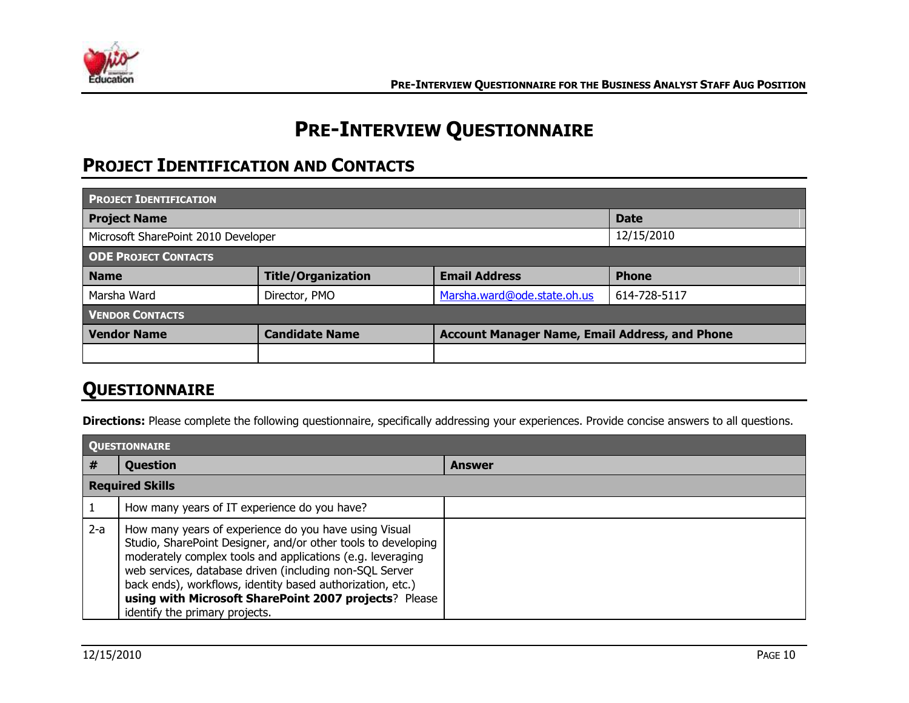# PRE-INTERVIEW QUESTIONNAIRE

## PROJECT IDENTIFICATION AND CONTACTS

| PROJECT IDENTIFICATION | | | |
|---|---|---|---|
| **Project Name** | | | **Date** |
| Microsoft SharePoint 2010 Developer | | | 12/15/2010 |
| **ODE PROJECT CONTACTS** | | | |
| **Name** | **Title/Organization** | **Email Address** | **Phone** |
| Marsha Ward | Director, PMO | Marsha.ward@ode.state.oh.us | 614-728-5117 |
| **VENDOR CONTACTS** | | | |
| **Vendor Name** | **Candidate Name** | **Account Manager Name, Email Address, and Phone** | |
| | | | |

## QUESTIONNAIRE

**Directions:** Please complete the following questionnaire, specifically addressing your experiences. Provide concise answers to all questions.

| # | Question | Answer |
|---|---|---|
| **Required Skills** | | |
| 1 | How many years of IT experience do you have? | |
| 2-a | How many years of experience do you have using Visual Studio, SharePoint Designer, and/or other tools to developing moderately complex tools and applications (e.g. leveraging web services, database driven (including non-SQL Server back ends), workflows, identity based authorization, etc.) **using with Microsoft SharePoint 2007 projects**? Please identify the primary projects. | |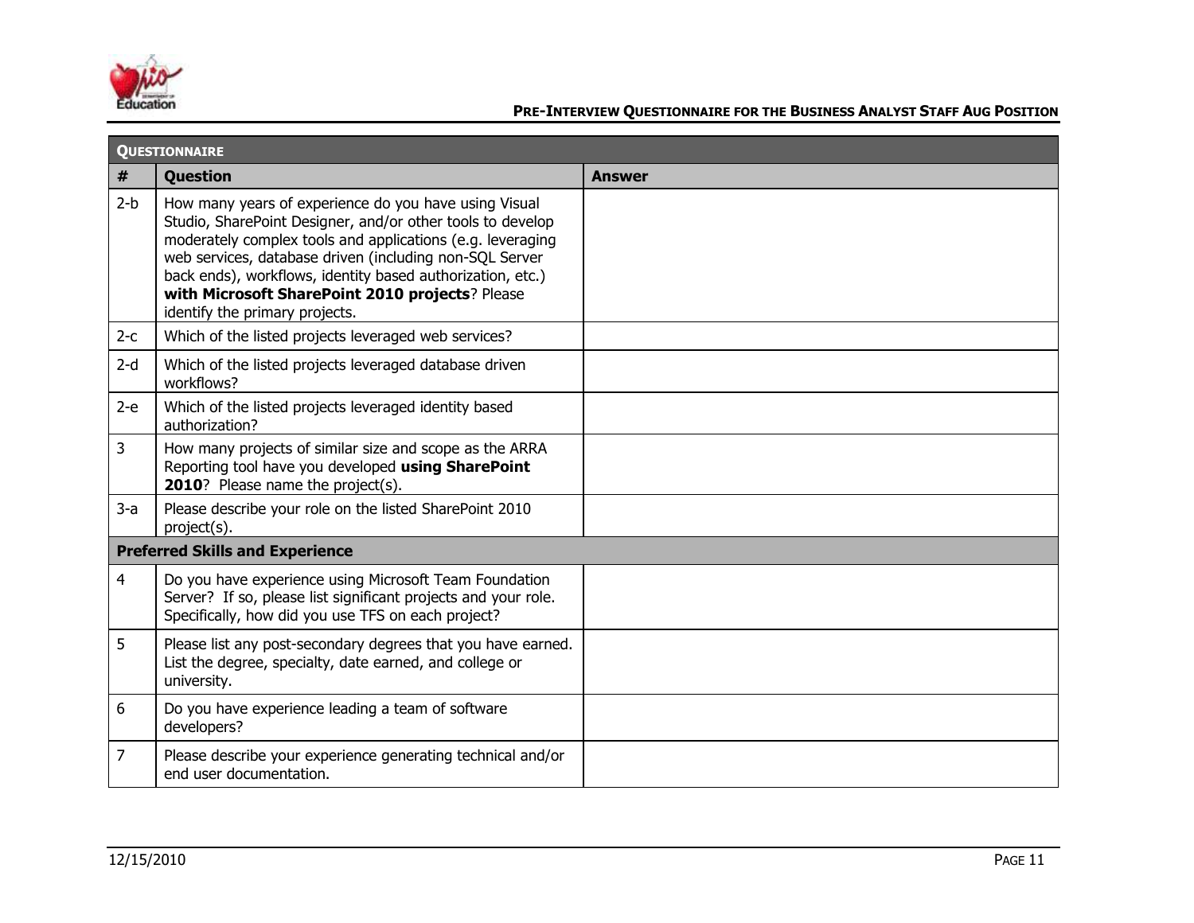| Questionnaire | | |
|---|---|---|
| **#** | **Question** | **Answer** |
| 2-b | How many years of experience do you have using Visual Studio, SharePoint Designer, and/or other tools to develop moderately complex tools and applications (e.g. leveraging web services, database driven (including non-SQL Server back ends), workflows, identity based authorization, etc.) **with Microsoft SharePoint 2010 projects**? Please identify the primary projects. | |
| 2-c | Which of the listed projects leveraged web services? | |
| 2-d | Which of the listed projects leveraged database driven workflows? | |
| 2-e | Which of the listed projects leveraged identity based authorization? | |
| 3 | How many projects of similar size and scope as the ARRA Reporting tool have you developed **using SharePoint 2010**? Please name the project(s). | |
| 3-a | Please describe your role on the listed SharePoint 2010 project(s). | |
| **Preferred Skills and Experience** | | |
| 4 | Do you have experience using Microsoft Team Foundation Server? If so, please list significant projects and your role. Specifically, how did you use TFS on each project? | |
| 5 | Please list any post-secondary degrees that you have earned. List the degree, specialty, date earned, and college or university. | |
| 6 | Do you have experience leading a team of software developers? | |
| 7 | Please describe your experience generating technical and/or end user documentation. | |